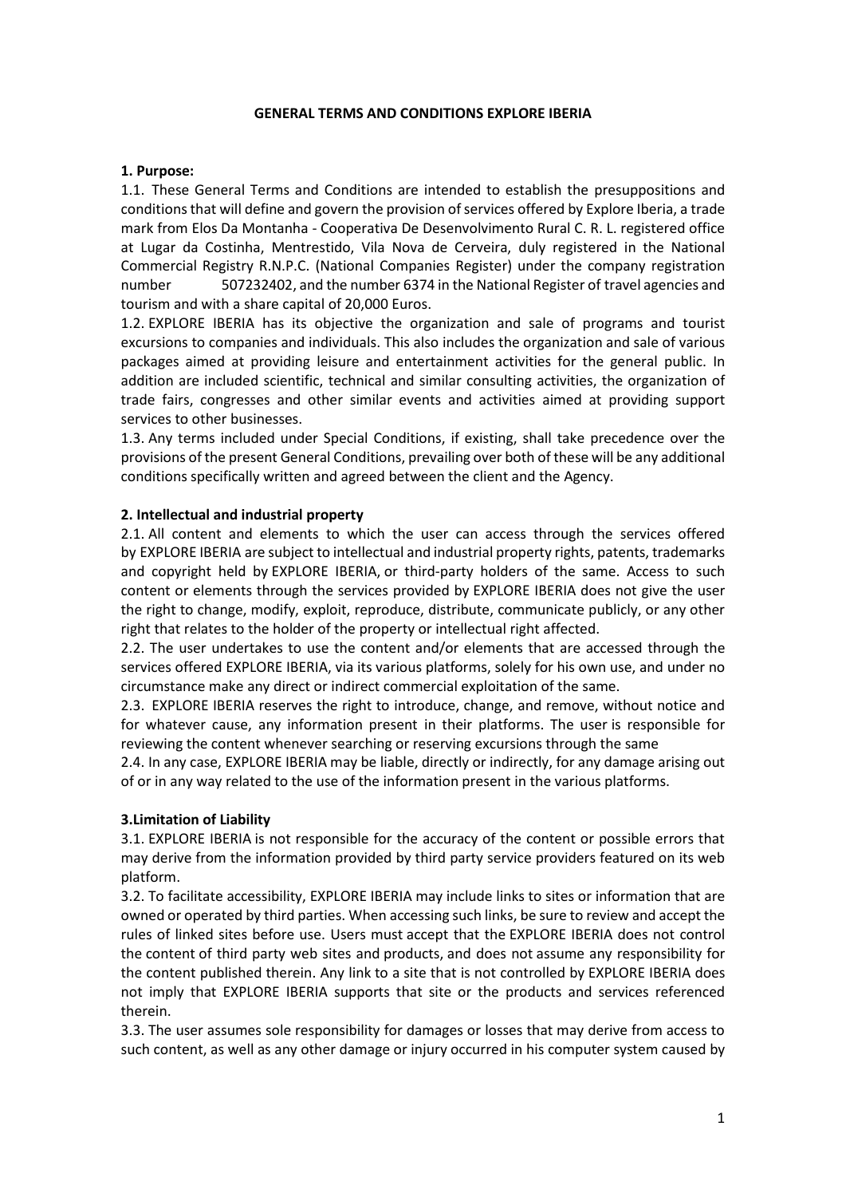# GENERAL TERMS AND CONDITIONS EXPLORE IBERIA

## 1. Purpose:

1.1. These General Terms and Conditions are intended to establish the presuppositions and conditions that will define and govern the provision of services offered by Explore Iberia, a trade mark from Elos Da Montanha - Cooperativa De Desenvolvimento Rural C. R. L. registered office at Lugar da Costinha, Mentrestido, Vila Nova de Cerveira, duly registered in the National Commercial Registry R.N.P.C. (National Companies Register) under the company registration number 507232402, and the number 6374 in the National Register of travel agencies and tourism and with a share capital of 20,000 Euros.

1.2. EXPLORE IBERIA has its objective the organization and sale of programs and tourist excursions to companies and individuals. This also includes the organization and sale of various packages aimed at providing leisure and entertainment activities for the general public. In addition are included scientific, technical and similar consulting activities, the organization of trade fairs, congresses and other similar events and activities aimed at providing support services to other businesses.

1.3. Any terms included under Special Conditions, if existing, shall take precedence over the provisions of the present General Conditions, prevailing over both of these will be any additional conditions specifically written and agreed between the client and the Agency.

## 2. Intellectual and industrial property

2.1. All content and elements to which the user can access through the services offered by EXPLORE IBERIA are subject to intellectual and industrial property rights, patents, trademarks and copyright held by EXPLORE IBERIA, or third-party holders of the same. Access to such content or elements through the services provided by EXPLORE IBERIA does not give the user the right to change, modify, exploit, reproduce, distribute, communicate publicly, or any other right that relates to the holder of the property or intellectual right affected.

2.2. The user undertakes to use the content and/or elements that are accessed through the services offered EXPLORE IBERIA, via its various platforms, solely for his own use, and under no circumstance make any direct or indirect commercial exploitation of the same.

2.3. EXPLORE IBERIA reserves the right to introduce, change, and remove, without notice and for whatever cause, any information present in their platforms. The user is responsible for reviewing the content whenever searching or reserving excursions through the same

2.4. In any case, EXPLORE IBERIA may be liable, directly or indirectly, for any damage arising out of or in any way related to the use of the information present in the various platforms.

## 3.Limitation of Liability

3.1. EXPLORE IBERIA is not responsible for the accuracy of the content or possible errors that may derive from the information provided by third party service providers featured on its web platform.

3.2. To facilitate accessibility, EXPLORE IBERIA may include links to sites or information that are owned or operated by third parties. When accessing such links, be sure to review and accept the rules of linked sites before use. Users must accept that the EXPLORE IBERIA does not control the content of third party web sites and products, and does not assume any responsibility for the content published therein. Any link to a site that is not controlled by EXPLORE IBERIA does not imply that EXPLORE IBERIA supports that site or the products and services referenced therein.

3.3. The user assumes sole responsibility for damages or losses that may derive from access to such content, as well as any other damage or injury occurred in his computer system caused by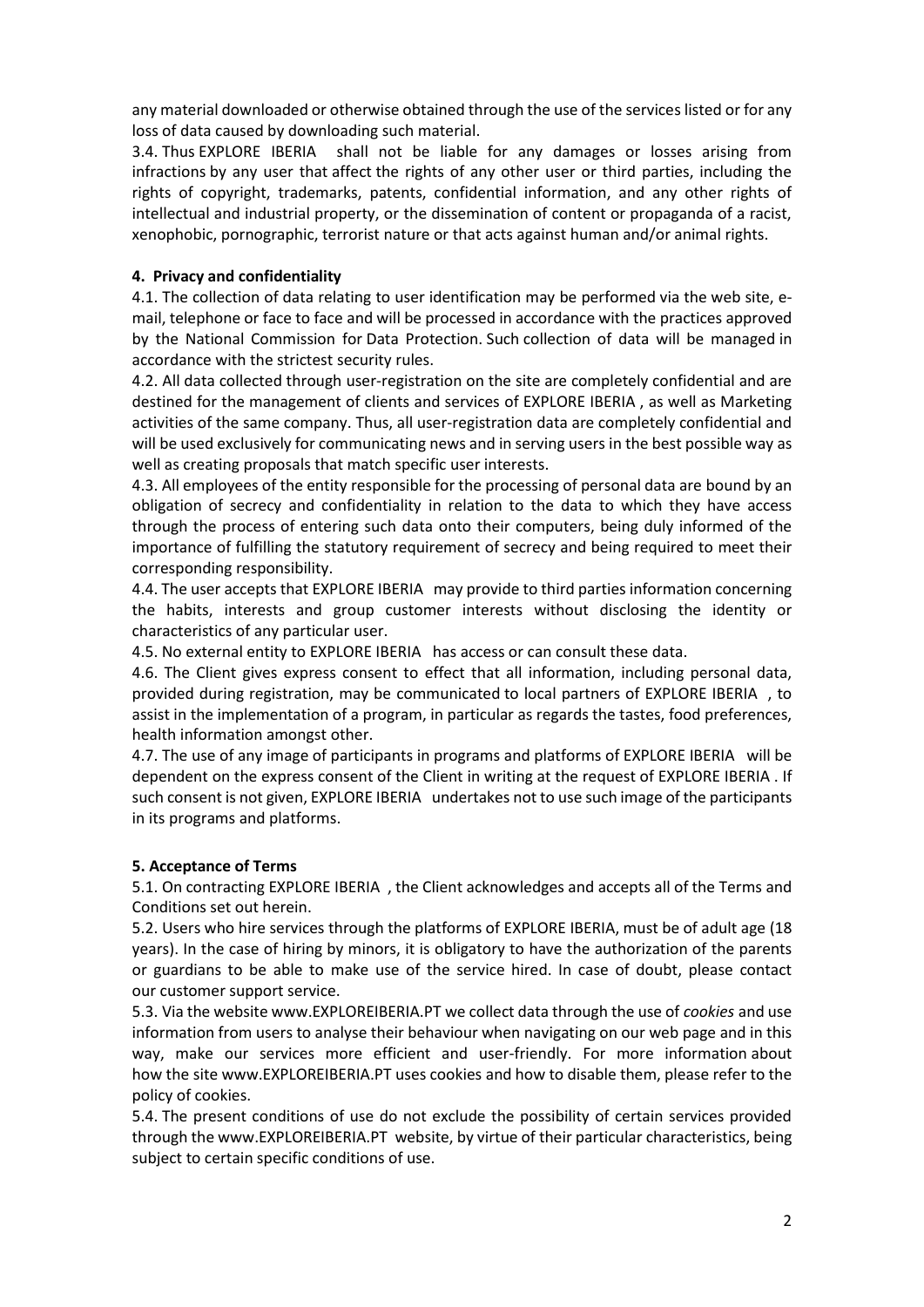any material downloaded or otherwise obtained through the use of the services listed or for any loss of data caused by downloading such material.

3.4. Thus EXPLORE IBERIA shall not be liable for any damages or losses arising from infractions by any user that affect the rights of any other user or third parties, including the rights of copyright, trademarks, patents, confidential information, and any other rights of intellectual and industrial property, or the dissemination of content or propaganda of a racist, xenophobic, pornographic, terrorist nature or that acts against human and/or animal rights.

**4. Privacy and confidentiality**

4.1. The collection of data relating to user identification may be performed via the web site, e-mail, telephone or face to face and will be processed in accordance with the practices approved by the National Commission for Data Protection. Such collection of data will be managed in accordance with the strictest security rules.

4.2. All data collected through user-registration on the site are completely confidential and are destined for the management of clients and services of EXPLORE IBERIA , as well as Marketing activities of the same company. Thus, all user-registration data are completely confidential and will be used exclusively for communicating news and in serving users in the best possible way as well as creating proposals that match specific user interests.

4.3. All employees of the entity responsible for the processing of personal data are bound by an obligation of secrecy and confidentiality in relation to the data to which they have access through the process of entering such data onto their computers, being duly informed of the importance of fulfilling the statutory requirement of secrecy and being required to meet their corresponding responsibility.

4.4. The user accepts that EXPLORE IBERIA may provide to third parties information concerning the habits, interests and group customer interests without disclosing the identity or characteristics of any particular user.

4.5. No external entity to EXPLORE IBERIA has access or can consult these data.

4.6. The Client gives express consent to effect that all information, including personal data, provided during registration, may be communicated to local partners of EXPLORE IBERIA , to assist in the implementation of a program, in particular as regards the tastes, food preferences, health information amongst other.

4.7. The use of any image of participants in programs and platforms of EXPLORE IBERIA will be dependent on the express consent of the Client in writing at the request of EXPLORE IBERIA . If such consent is not given, EXPLORE IBERIA undertakes not to use such image of the participants in its programs and platforms.

**5. Acceptance of Terms**

5.1. On contracting EXPLORE IBERIA , the Client acknowledges and accepts all of the Terms and Conditions set out herein.

5.2. Users who hire services through the platforms of EXPLORE IBERIA, must be of adult age (18 years). In the case of hiring by minors, it is obligatory to have the authorization of the parents or guardians to be able to make use of the service hired. In case of doubt, please contact our customer support service.

5.3. Via the website www.EXPLOREIBERIA.PT we collect data through the use of *cookies* and use information from users to analyse their behaviour when navigating on our web page and in this way, make our services more efficient and user-friendly. For more information about how the site www.EXPLOREIBERIA.PT uses cookies and how to disable them, please refer to the policy of cookies.

5.4. The present conditions of use do not exclude the possibility of certain services provided through the www.EXPLOREIBERIA.PT website, by virtue of their particular characteristics, being subject to certain specific conditions of use.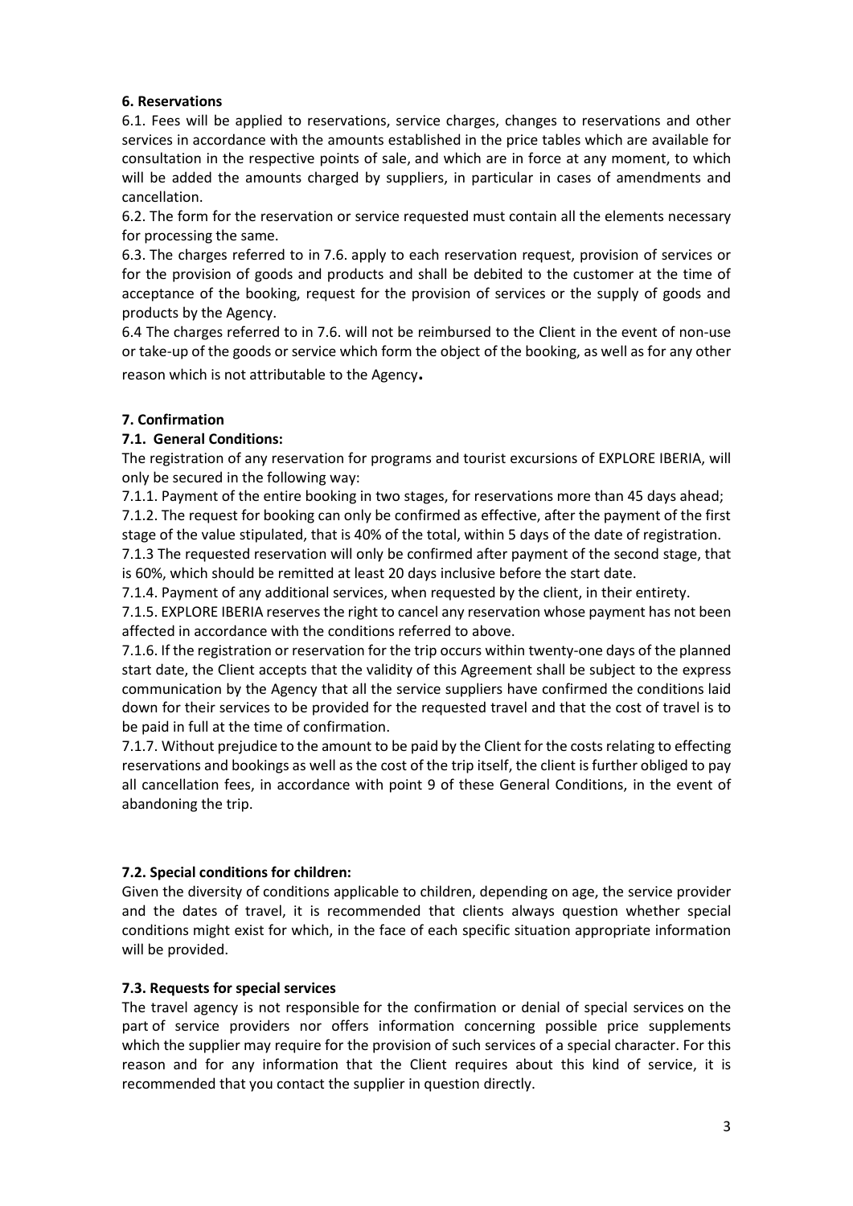## 6. Reservations

6.1. Fees will be applied to reservations, service charges, changes to reservations and other services in accordance with the amounts established in the price tables which are available for consultation in the respective points of sale, and which are in force at any moment, to which will be added the amounts charged by suppliers, in particular in cases of amendments and cancellation.

6.2. The form for the reservation or service requested must contain all the elements necessary for processing the same.

6.3. The charges referred to in 7.6. apply to each reservation request, provision of services or for the provision of goods and products and shall be debited to the customer at the time of acceptance of the booking, request for the provision of services or the supply of goods and products by the Agency.

6.4 The charges referred to in 7.6. will not be reimbursed to the Client in the event of non-use or take-up of the goods or service which form the object of the booking, as well as for any other reason which is not attributable to the Agency.

## 7. Confirmation

### 7.1. General Conditions:

The registration of any reservation for programs and tourist excursions of EXPLORE IBERIA, will only be secured in the following way:

7.1.1. Payment of the entire booking in two stages, for reservations more than 45 days ahead;

7.1.2. The request for booking can only be confirmed as effective, after the payment of the first stage of the value stipulated, that is 40% of the total, within 5 days of the date of registration.

7.1.3 The requested reservation will only be confirmed after payment of the second stage, that is 60%, which should be remitted at least 20 days inclusive before the start date.

7.1.4. Payment of any additional services, when requested by the client, in their entirety.

7.1.5. EXPLORE IBERIA reserves the right to cancel any reservation whose payment has not been affected in accordance with the conditions referred to above.

7.1.6. If the registration or reservation for the trip occurs within twenty-one days of the planned start date, the Client accepts that the validity of this Agreement shall be subject to the express communication by the Agency that all the service suppliers have confirmed the conditions laid down for their services to be provided for the requested travel and that the cost of travel is to be paid in full at the time of confirmation.

7.1.7. Without prejudice to the amount to be paid by the Client for the costs relating to effecting reservations and bookings as well as the cost of the trip itself, the client is further obliged to pay all cancellation fees, in accordance with point 9 of these General Conditions, in the event of abandoning the trip.

### 7.2. Special conditions for children:

Given the diversity of conditions applicable to children, depending on age, the service provider and the dates of travel, it is recommended that clients always question whether special conditions might exist for which, in the face of each specific situation appropriate information will be provided.

### 7.3. Requests for special services

The travel agency is not responsible for the confirmation or denial of special services on the part of service providers nor offers information concerning possible price supplements which the supplier may require for the provision of such services of a special character. For this reason and for any information that the Client requires about this kind of service, it is recommended that you contact the supplier in question directly.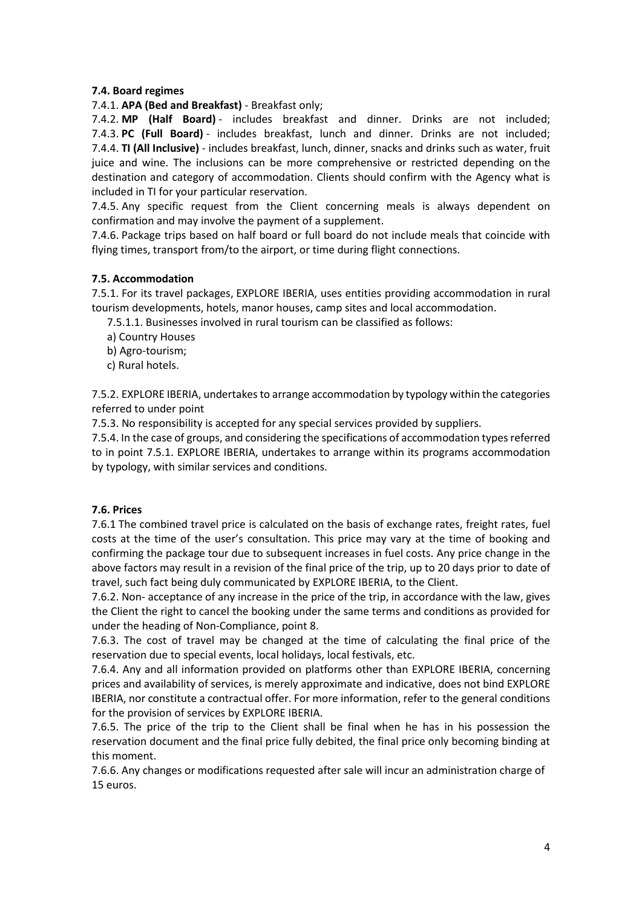### 7.4. Board regimes

7.4.1. **APA (Bed and Breakfast)** - Breakfast only;

7.4.2. **MP (Half Board)** - includes breakfast and dinner. Drinks are not included;

7.4.3. **PC (Full Board)** - includes breakfast, lunch and dinner. Drinks are not included;

7.4.4. **TI (All Inclusive)** - includes breakfast, lunch, dinner, snacks and drinks such as water, fruit juice and wine. The inclusions can be more comprehensive or restricted depending on the destination and category of accommodation. Clients should confirm with the Agency what is included in TI for your particular reservation.

7.4.5. Any specific request from the Client concerning meals is always dependent on confirmation and may involve the payment of a supplement.

7.4.6. Package trips based on half board or full board do not include meals that coincide with flying times, transport from/to the airport, or time during flight connections.

### 7.5. Accommodation

7.5.1. For its travel packages, EXPLORE IBERIA, uses entities providing accommodation in rural tourism developments, hotels, manor houses, camp sites and local accommodation.

7.5.1.1. Businesses involved in rural tourism can be classified as follows:

a) Country Houses

b) Agro-tourism;

c) Rural hotels.

7.5.2. EXPLORE IBERIA, undertakes to arrange accommodation by typology within the categories referred to under point

7.5.3. No responsibility is accepted for any special services provided by suppliers.

7.5.4. In the case of groups, and considering the specifications of accommodation types referred to in point 7.5.1. EXPLORE IBERIA, undertakes to arrange within its programs accommodation by typology, with similar services and conditions.

### 7.6. Prices

7.6.1 The combined travel price is calculated on the basis of exchange rates, freight rates, fuel costs at the time of the user's consultation. This price may vary at the time of booking and confirming the package tour due to subsequent increases in fuel costs. Any price change in the above factors may result in a revision of the final price of the trip, up to 20 days prior to date of travel, such fact being duly communicated by EXPLORE IBERIA, to the Client.

7.6.2. Non- acceptance of any increase in the price of the trip, in accordance with the law, gives the Client the right to cancel the booking under the same terms and conditions as provided for under the heading of Non-Compliance, point 8.

7.6.3. The cost of travel may be changed at the time of calculating the final price of the reservation due to special events, local holidays, local festivals, etc.

7.6.4. Any and all information provided on platforms other than EXPLORE IBERIA, concerning prices and availability of services, is merely approximate and indicative, does not bind EXPLORE IBERIA, nor constitute a contractual offer. For more information, refer to the general conditions for the provision of services by EXPLORE IBERIA.

7.6.5. The price of the trip to the Client shall be final when he has in his possession the reservation document and the final price fully debited, the final price only becoming binding at this moment.

7.6.6. Any changes or modifications requested after sale will incur an administration charge of 15 euros.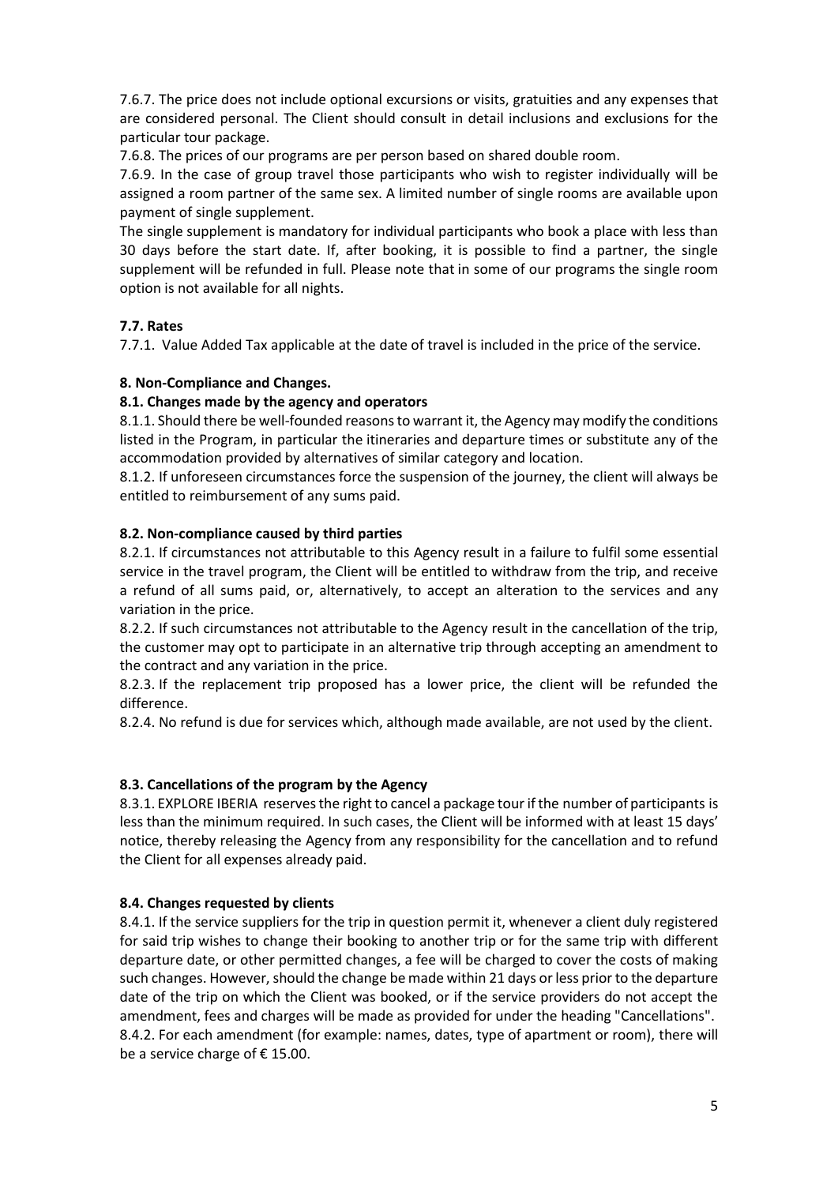7.6.7. The price does not include optional excursions or visits, gratuities and any expenses that are considered personal. The Client should consult in detail inclusions and exclusions for the particular tour package.

7.6.8. The prices of our programs are per person based on shared double room.

7.6.9. In the case of group travel those participants who wish to register individually will be assigned a room partner of the same sex. A limited number of single rooms are available upon payment of single supplement.

The single supplement is mandatory for individual participants who book a place with less than 30 days before the start date. If, after booking, it is possible to find a partner, the single supplement will be refunded in full. Please note that in some of our programs the single room option is not available for all nights.

**7.7. Rates**

7.7.1. Value Added Tax applicable at the date of travel is included in the price of the service.

**8. Non-Compliance and Changes.**

**8.1. Changes made by the agency and operators**

8.1.1. Should there be well-founded reasons to warrant it, the Agency may modify the conditions listed in the Program, in particular the itineraries and departure times or substitute any of the accommodation provided by alternatives of similar category and location.

8.1.2. If unforeseen circumstances force the suspension of the journey, the client will always be entitled to reimbursement of any sums paid.

**8.2. Non-compliance caused by third parties**

8.2.1. If circumstances not attributable to this Agency result in a failure to fulfil some essential service in the travel program, the Client will be entitled to withdraw from the trip, and receive a refund of all sums paid, or, alternatively, to accept an alteration to the services and any variation in the price.

8.2.2. If such circumstances not attributable to the Agency result in the cancellation of the trip, the customer may opt to participate in an alternative trip through accepting an amendment to the contract and any variation in the price.

8.2.3. If the replacement trip proposed has a lower price, the client will be refunded the difference.

8.2.4. No refund is due for services which, although made available, are not used by the client.

**8.3. Cancellations of the program by the Agency**

8.3.1. EXPLORE IBERIA reserves the right to cancel a package tour if the number of participants is less than the minimum required. In such cases, the Client will be informed with at least 15 days' notice, thereby releasing the Agency from any responsibility for the cancellation and to refund the Client for all expenses already paid.

**8.4. Changes requested by clients**

8.4.1. If the service suppliers for the trip in question permit it, whenever a client duly registered for said trip wishes to change their booking to another trip or for the same trip with different departure date, or other permitted changes, a fee will be charged to cover the costs of making such changes. However, should the change be made within 21 days or less prior to the departure date of the trip on which the Client was booked, or if the service providers do not accept the amendment, fees and charges will be made as provided for under the heading "Cancellations".

8.4.2. For each amendment (for example: names, dates, type of apartment or room), there will be a service charge of € 15.00.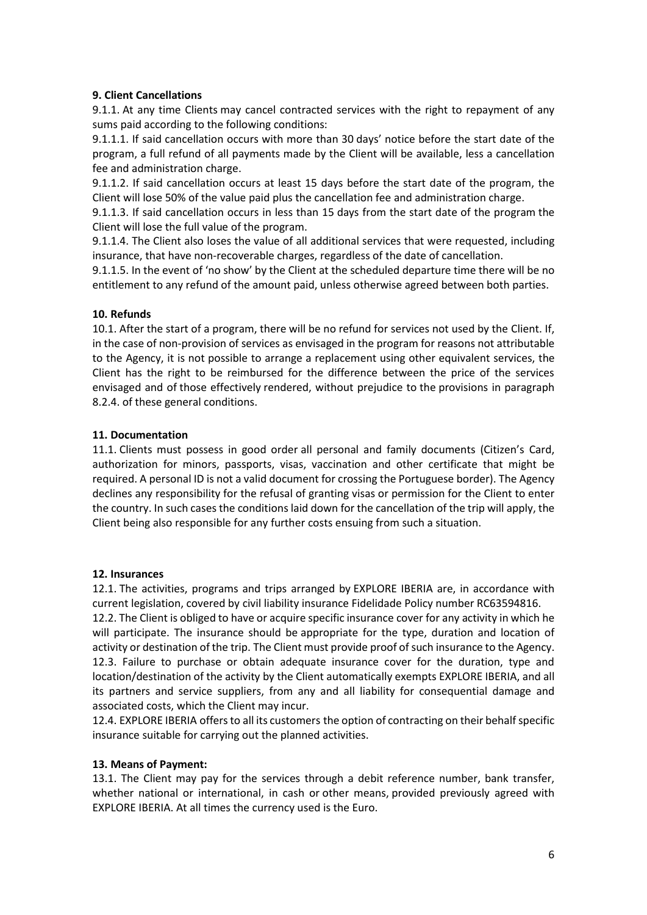**9. Client Cancellations**

9.1.1. At any time Clients may cancel contracted services with the right to repayment of any sums paid according to the following conditions:

9.1.1.1. If said cancellation occurs with more than 30 days' notice before the start date of the program, a full refund of all payments made by the Client will be available, less a cancellation fee and administration charge.

9.1.1.2. If said cancellation occurs at least 15 days before the start date of the program, the Client will lose 50% of the value paid plus the cancellation fee and administration charge.

9.1.1.3. If said cancellation occurs in less than 15 days from the start date of the program the Client will lose the full value of the program.

9.1.1.4. The Client also loses the value of all additional services that were requested, including insurance, that have non-recoverable charges, regardless of the date of cancellation.

9.1.1.5. In the event of 'no show' by the Client at the scheduled departure time there will be no entitlement to any refund of the amount paid, unless otherwise agreed between both parties.

**10. Refunds**

10.1. After the start of a program, there will be no refund for services not used by the Client. If, in the case of non-provision of services as envisaged in the program for reasons not attributable to the Agency, it is not possible to arrange a replacement using other equivalent services, the Client has the right to be reimbursed for the difference between the price of the services envisaged and of those effectively rendered, without prejudice to the provisions in paragraph 8.2.4. of these general conditions.

**11. Documentation**

11.1. Clients must possess in good order all personal and family documents (Citizen's Card, authorization for minors, passports, visas, vaccination and other certificate that might be required. A personal ID is not a valid document for crossing the Portuguese border). The Agency declines any responsibility for the refusal of granting visas or permission for the Client to enter the country. In such cases the conditions laid down for the cancellation of the trip will apply, the Client being also responsible for any further costs ensuing from such a situation.

**12. Insurances**

12.1. The activities, programs and trips arranged by EXPLORE IBERIA are, in accordance with current legislation, covered by civil liability insurance Fidelidade Policy number RC63594816.

12.2. The Client is obliged to have or acquire specific insurance cover for any activity in which he will participate. The insurance should be appropriate for the type, duration and location of activity or destination of the trip. The Client must provide proof of such insurance to the Agency.

12.3. Failure to purchase or obtain adequate insurance cover for the duration, type and location/destination of the activity by the Client automatically exempts EXPLORE IBERIA, and all its partners and service suppliers, from any and all liability for consequential damage and associated costs, which the Client may incur.

12.4. EXPLORE IBERIA offers to all its customers the option of contracting on their behalf specific insurance suitable for carrying out the planned activities.

**13. Means of Payment:**

13.1. The Client may pay for the services through a debit reference number, bank transfer, whether national or international, in cash or other means, provided previously agreed with EXPLORE IBERIA. At all times the currency used is the Euro.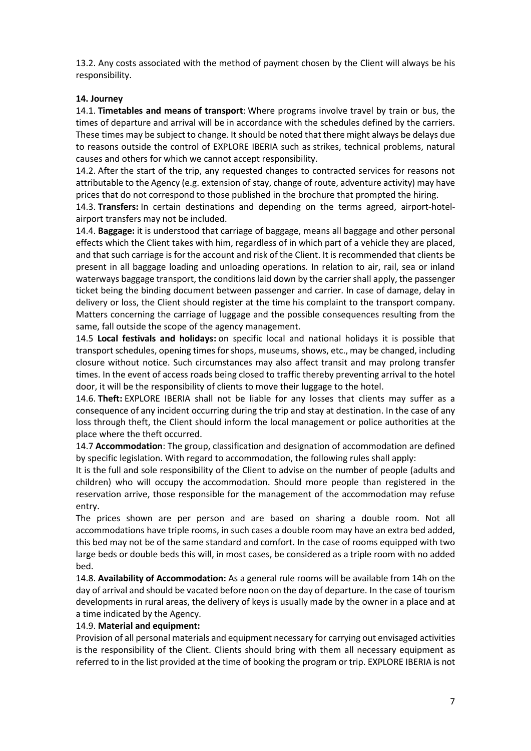13.2. Any costs associated with the method of payment chosen by the Client will always be his responsibility.

**14. Journey**

14.1. **Timetables and means of transport**: Where programs involve travel by train or bus, the times of departure and arrival will be in accordance with the schedules defined by the carriers. These times may be subject to change. It should be noted that there might always be delays due to reasons outside the control of EXPLORE IBERIA such as strikes, technical problems, natural causes and others for which we cannot accept responsibility.

14.2. After the start of the trip, any requested changes to contracted services for reasons not attributable to the Agency (e.g. extension of stay, change of route, adventure activity) may have prices that do not correspond to those published in the brochure that prompted the hiring.

14.3. **Transfers:** In certain destinations and depending on the terms agreed, airport-hotel-airport transfers may not be included.

14.4. **Baggage:** it is understood that carriage of baggage, means all baggage and other personal effects which the Client takes with him, regardless of in which part of a vehicle they are placed, and that such carriage is for the account and risk of the Client. It is recommended that clients be present in all baggage loading and unloading operations. In relation to air, rail, sea or inland waterways baggage transport, the conditions laid down by the carrier shall apply, the passenger ticket being the binding document between passenger and carrier. In case of damage, delay in delivery or loss, the Client should register at the time his complaint to the transport company. Matters concerning the carriage of luggage and the possible consequences resulting from the same, fall outside the scope of the agency management.

14.5 **Local festivals and holidays:** on specific local and national holidays it is possible that transport schedules, opening times for shops, museums, shows, etc., may be changed, including closure without notice. Such circumstances may also affect transit and may prolong transfer times. In the event of access roads being closed to traffic thereby preventing arrival to the hotel door, it will be the responsibility of clients to move their luggage to the hotel.

14.6. **Theft:** EXPLORE IBERIA shall not be liable for any losses that clients may suffer as a consequence of any incident occurring during the trip and stay at destination. In the case of any loss through theft, the Client should inform the local management or police authorities at the place where the theft occurred.

14.7 **Accommodation**: The group, classification and designation of accommodation are defined by specific legislation. With regard to accommodation, the following rules shall apply:

It is the full and sole responsibility of the Client to advise on the number of people (adults and children) who will occupy the accommodation. Should more people than registered in the reservation arrive, those responsible for the management of the accommodation may refuse entry.

The prices shown are per person and are based on sharing a double room. Not all accommodations have triple rooms, in such cases a double room may have an extra bed added, this bed may not be of the same standard and comfort. In the case of rooms equipped with two large beds or double beds this will, in most cases, be considered as a triple room with no added bed.

14.8. **Availability of Accommodation:** As a general rule rooms will be available from 14h on the day of arrival and should be vacated before noon on the day of departure. In the case of tourism developments in rural areas, the delivery of keys is usually made by the owner in a place and at a time indicated by the Agency.

14.9. **Material and equipment:**

Provision of all personal materials and equipment necessary for carrying out envisaged activities is the responsibility of the Client. Clients should bring with them all necessary equipment as referred to in the list provided at the time of booking the program or trip. EXPLORE IBERIA is not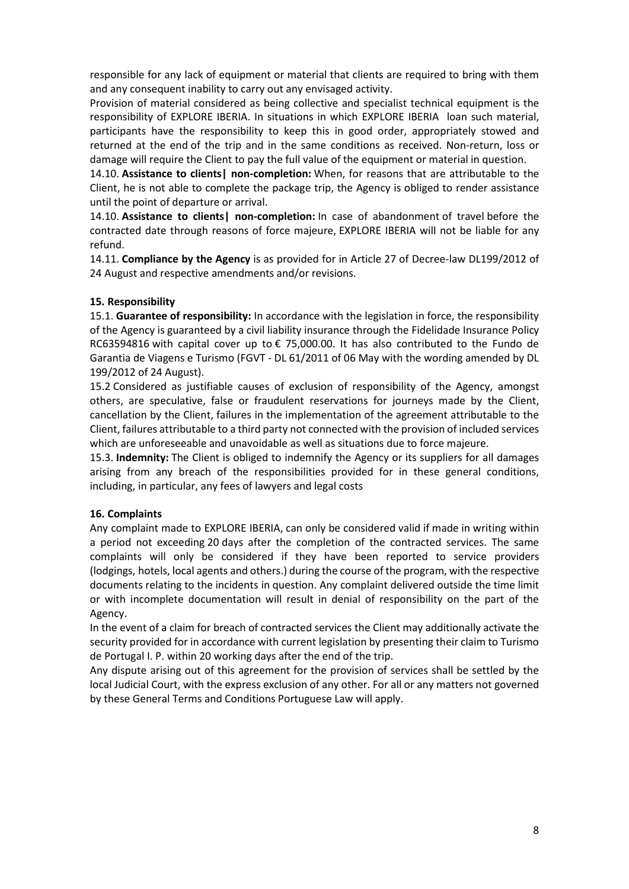responsible for any lack of equipment or material that clients are required to bring with them and any consequent inability to carry out any envisaged activity.

Provision of material considered as being collective and specialist technical equipment is the responsibility of EXPLORE IBERIA. In situations in which EXPLORE IBERIA loan such material, participants have the responsibility to keep this in good order, appropriately stowed and returned at the end of the trip and in the same conditions as received. Non-return, loss or damage will require the Client to pay the full value of the equipment or material in question.

14.10. **Assistance to clients| non-completion:** When, for reasons that are attributable to the Client, he is not able to complete the package trip, the Agency is obliged to render assistance until the point of departure or arrival.

14.10. **Assistance to clients| non-completion:** In case of abandonment of travel before the contracted date through reasons of force majeure, EXPLORE IBERIA will not be liable for any refund.

14.11. **Compliance by the Agency** is as provided for in Article 27 of Decree-law DL199/2012 of 24 August and respective amendments and/or revisions.

### 15. Responsibility

15.1. **Guarantee of responsibility:** In accordance with the legislation in force, the responsibility of the Agency is guaranteed by a civil liability insurance through the Fidelidade Insurance Policy RC63594816 with capital cover up to € 75,000.00. It has also contributed to the Fundo de Garantia de Viagens e Turismo (FGVT - DL 61/2011 of 06 May with the wording amended by DL 199/2012 of 24 August).

15.2 Considered as justifiable causes of exclusion of responsibility of the Agency, amongst others, are speculative, false or fraudulent reservations for journeys made by the Client, cancellation by the Client, failures in the implementation of the agreement attributable to the Client, failures attributable to a third party not connected with the provision of included services which are unforeseeable and unavoidable as well as situations due to force majeure.

15.3. **Indemnity:** The Client is obliged to indemnify the Agency or its suppliers for all damages arising from any breach of the responsibilities provided for in these general conditions, including, in particular, any fees of lawyers and legal costs

### 16. Complaints

Any complaint made to EXPLORE IBERIA, can only be considered valid if made in writing within a period not exceeding 20 days after the completion of the contracted services. The same complaints will only be considered if they have been reported to service providers (lodgings, hotels, local agents and others.) during the course of the program, with the respective documents relating to the incidents in question. Any complaint delivered outside the time limit or with incomplete documentation will result in denial of responsibility on the part of the Agency.

In the event of a claim for breach of contracted services the Client may additionally activate the security provided for in accordance with current legislation by presenting their claim to Turismo de Portugal I. P. within 20 working days after the end of the trip.

Any dispute arising out of this agreement for the provision of services shall be settled by the local Judicial Court, with the express exclusion of any other. For all or any matters not governed by these General Terms and Conditions Portuguese Law will apply.